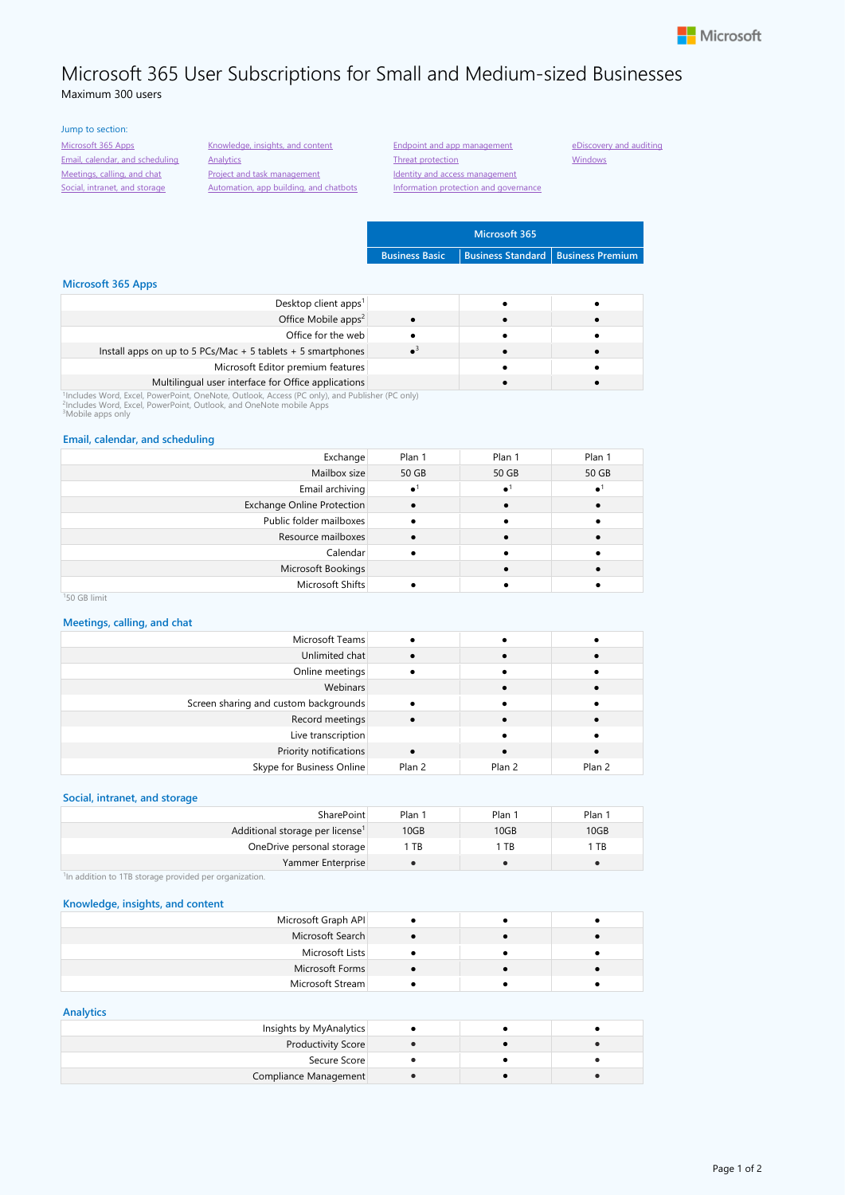# Microsoft 365 User Subscriptions for Small and Medium-sized Businesses

Maximum 300 users

Jump to section:

- Microsoft 365 Apps
- Email, calendar, and scheduling
- Meetings, calling, and chat
- Social, intranet, and storage
- Knowledge, insights, and content
- Analytics
- Project and task management
- Automation, app building, and chatbots
- Endpoint and app management
- Threat protection
- Identity and access management
- Information protection and governance
- eDiscovery and auditing
- Windows

## Microsoft 365 Apps

| | Microsoft 365 | | |
|---|---|---|---|
| | Business Basic | Business Standard | Business Premium |
| Desktop client apps[1] | | ● | ● |
| Office Mobile apps[2] | ● | ● | ● |
| Office for the web | ● | ● | ● |
| Install apps on up to 5 PCs/Mac + 5 tablets + 5 smartphones | ●[3] | ● | ● |
| Microsoft Editor premium features | | ● | ● |
| Multilingual user interface for Office applications | | ● | ● |

[1]Includes Word, Excel, PowerPoint, OneNote, Outlook, Access (PC only), and Publisher (PC only)
[2]Includes Word, Excel, PowerPoint, Outlook, and OneNote mobile Apps
[3]Mobile apps only

## Email, calendar, and scheduling

| | Business Basic | Business Standard | Business Premium |
|---|---|---|---|
| Exchange | Plan 1 | Plan 1 | Plan 1 |
| Mailbox size | 50 GB | 50 GB | 50 GB |
| Email archiving | ●[1] | ●[1] | ●[1] |
| Exchange Online Protection | ● | ● | ● |
| Public folder mailboxes | ● | ● | ● |
| Resource mailboxes | ● | ● | ● |
| Calendar | ● | ● | ● |
| Microsoft Bookings | | ● | ● |
| Microsoft Shifts | ● | ● | ● |

[1]50 GB limit

## Meetings, calling, and chat

| | Business Basic | Business Standard | Business Premium |
|---|---|---|---|
| Microsoft Teams | ● | ● | ● |
| Unlimited chat | ● | ● | ● |
| Online meetings | ● | ● | ● |
| Webinars | | ● | ● |
| Screen sharing and custom backgrounds | ● | ● | ● |
| Record meetings | ● | ● | ● |
| Live transcription | | ● | ● |
| Priority notifications | ● | ● | ● |
| Skype for Business Online | Plan 2 | Plan 2 | Plan 2 |

## Social, intranet, and storage

| | Business Basic | Business Standard | Business Premium |
|---|---|---|---|
| SharePoint | Plan 1 | Plan 1 | Plan 1 |
| Additional storage per license[1] | 10GB | 10GB | 10GB |
| OneDrive personal storage | 1 TB | 1 TB | 1 TB |
| Yammer Enterprise | ● | ● | ● |

[1]In addition to 1TB storage provided per organization.

## Knowledge, insights, and content

| | Business Basic | Business Standard | Business Premium |
|---|---|---|---|
| Microsoft Graph API | ● | ● | ● |
| Microsoft Search | ● | ● | ● |
| Microsoft Lists | ● | ● | ● |
| Microsoft Forms | ● | ● | ● |
| Microsoft Stream | ● | ● | ● |

## Analytics

| | Business Basic | Business Standard | Business Premium |
|---|---|---|---|
| Insights by MyAnalytics | ● | ● | ● |
| Productivity Score | ● | ● | ● |
| Secure Score | ● | ● | ● |
| Compliance Management | ● | ● | ● |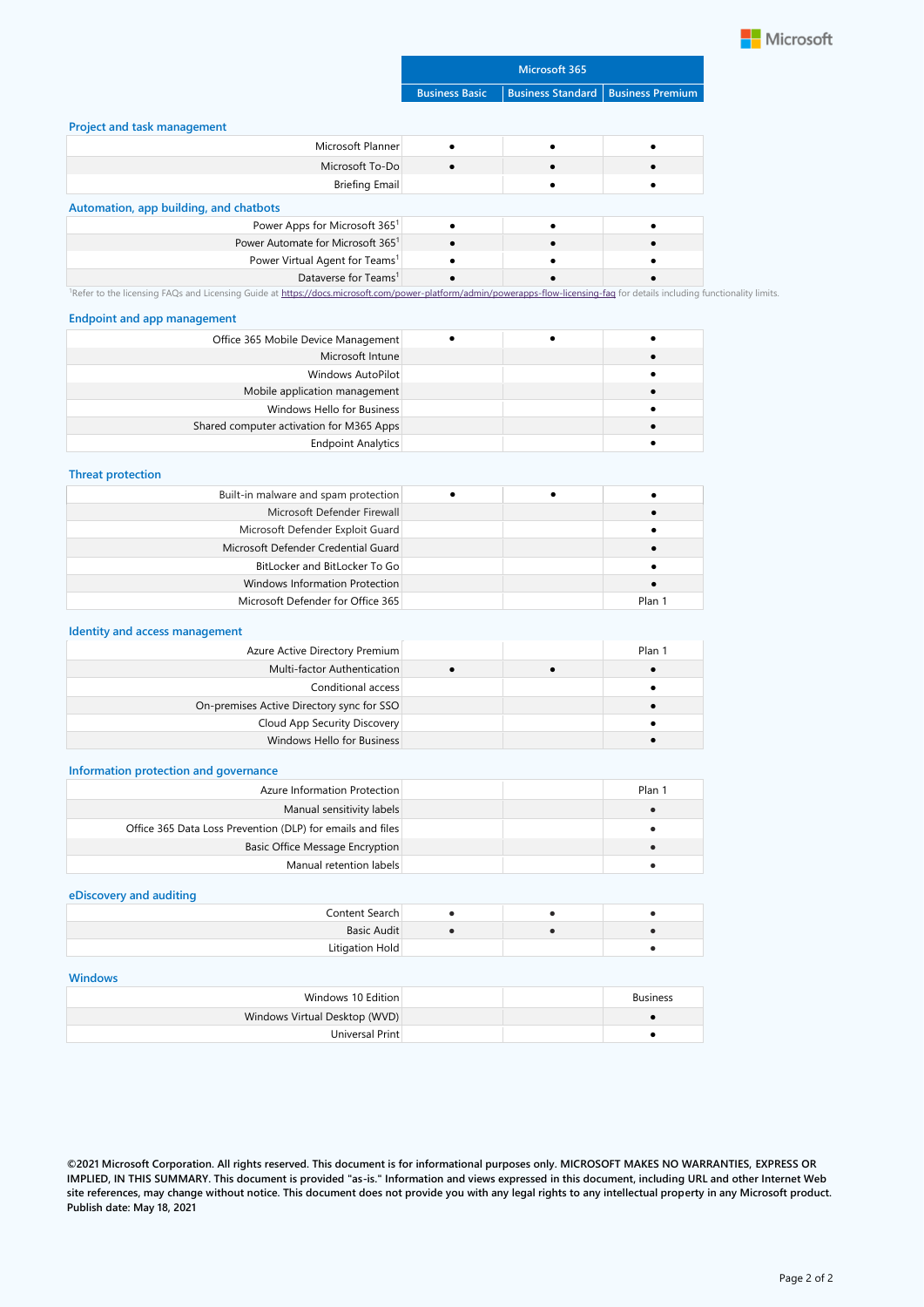| | Microsoft 365 | | |
|---|---|---|---|
| | Business Basic | Business Standard | Business Premium |

## Project and task management

| | | | |
|---|---|---|---|
| Microsoft Planner | ● | ● | ● |
| Microsoft To-Do | ● | ● | ● |
| Briefing Email | | ● | ● |

## Automation, app building, and chatbots

| | | | |
|---|---|---|---|
| Power Apps for Microsoft 365[1] | ● | ● | ● |
| Power Automate for Microsoft 365[1] | ● | ● | ● |
| Power Virtual Agent for Teams[1] | ● | ● | ● |
| Dataverse for Teams[1] | ● | ● | ● |

[1]Refer to the licensing FAQs and Licensing Guide at https://docs.microsoft.com/power-platform/admin/powerapps-flow-licensing-faq for details including functionality limits.

## Endpoint and app management

| | | | |
|---|---|---|---|
| Office 365 Mobile Device Management | ● | ● | ● |
| Microsoft Intune | | | ● |
| Windows AutoPilot | | | ● |
| Mobile application management | | | ● |
| Windows Hello for Business | | | ● |
| Shared computer activation for M365 Apps | | | ● |
| Endpoint Analytics | | | ● |

## Threat protection

| | | | |
|---|---|---|---|
| Built-in malware and spam protection | ● | ● | ● |
| Microsoft Defender Firewall | | | ● |
| Microsoft Defender Exploit Guard | | | ● |
| Microsoft Defender Credential Guard | | | ● |
| BitLocker and BitLocker To Go | | | ● |
| Windows Information Protection | | | ● |
| Microsoft Defender for Office 365 | | | Plan 1 |

## Identity and access management

| | | | |
|---|---|---|---|
| Azure Active Directory Premium | | | Plan 1 |
| Multi-factor Authentication | ● | ● | ● |
| Conditional access | | | ● |
| On-premises Active Directory sync for SSO | | | ● |
| Cloud App Security Discovery | | | ● |
| Windows Hello for Business | | | ● |

## Information protection and governance

| | | | |
|---|---|---|---|
| Azure Information Protection | | | Plan 1 |
| Manual sensitivity labels | | | ● |
| Office 365 Data Loss Prevention (DLP) for emails and files | | | ● |
| Basic Office Message Encryption | | | ● |
| Manual retention labels | | | ● |

## eDiscovery and auditing

| | | | |
|---|---|---|---|
| Content Search | ● | ● | ● |
| Basic Audit | ● | ● | ● |
| Litigation Hold | | | ● |

## Windows

| | | | |
|---|---|---|---|
| Windows 10 Edition | | | Business |
| Windows Virtual Desktop (WVD) | | | ● |
| Universal Print | | | ● |

**©2021 Microsoft Corporation. All rights reserved. This document is for informational purposes only. MICROSOFT MAKES NO WARRANTIES, EXPRESS OR IMPLIED, IN THIS SUMMARY. This document is provided "as-is." Information and views expressed in this document, including URL and other Internet Web site references, may change without notice. This document does not provide you with any legal rights to any intellectual property in any Microsoft product. Publish date: May 18, 2021**